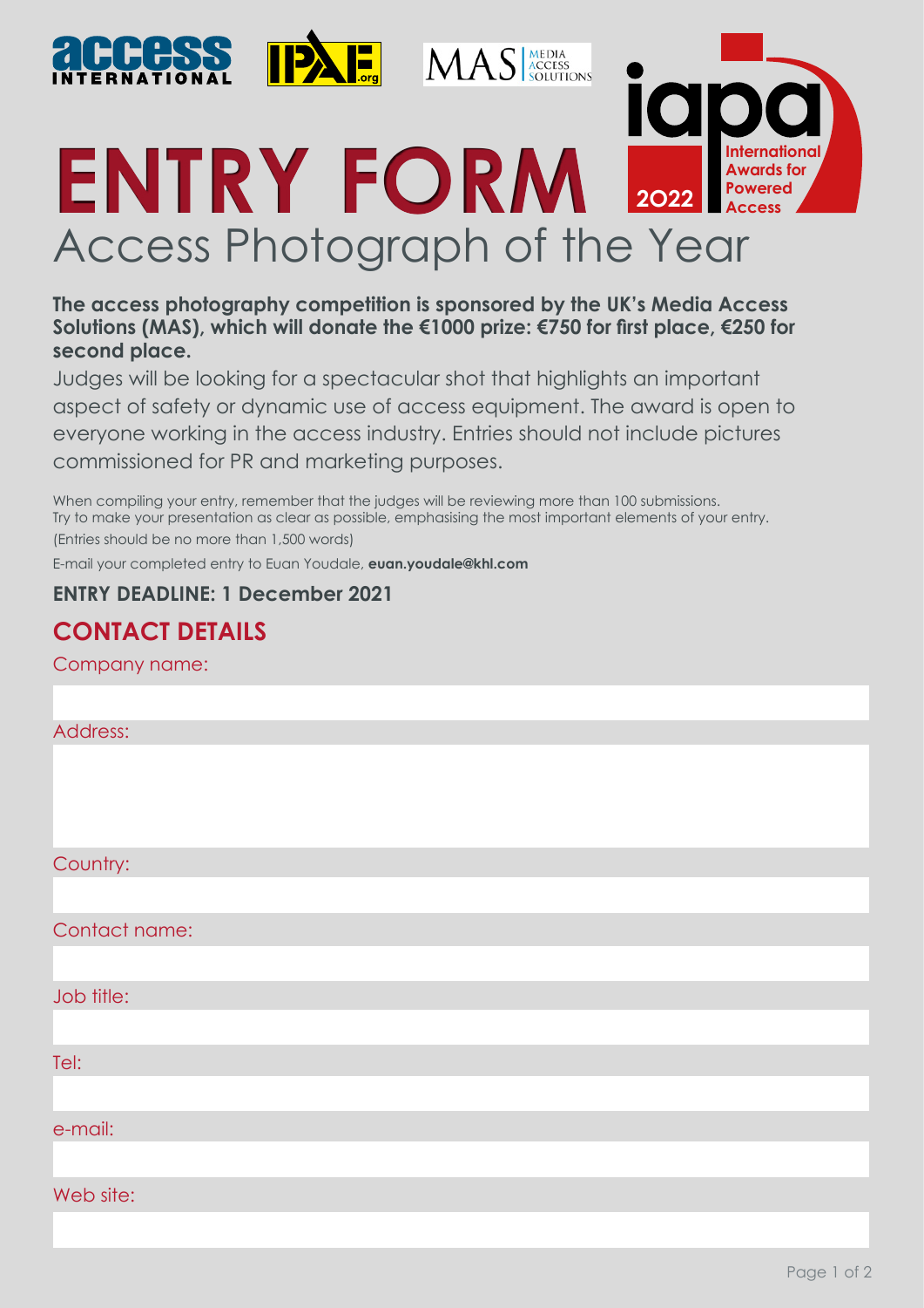# ENTRY FORM

## Access Photograph of the Year

**The access photography competition is sponsored by the UK's Media Access Solutions (MAS), which will donate the €1000 prize: €750 for first place, €250 for second place.**

Judges will be looking for a spectacular shot that highlights an important aspect of safety or dynamic use of access equipment. The award is open to everyone working in the access industry. Entries should not include pictures commissioned for PR and marketing purposes.

When compiling your entry, remember that the judges will be reviewing more than 100 submissions. Try to make your presentation as clear as possible, emphasising the most important elements of your entry.

(Entries should be no more than 1,500 words)

E-mail your completed entry to Euan Youdale, **euan.youdale@khl.com**

**ENTRY DEADLINE: 1 December 2021**

## CONTACT DETAILS

Company name:

Address:

Country:

Contact name:

Job title:

Tel:

e-mail:

Web site: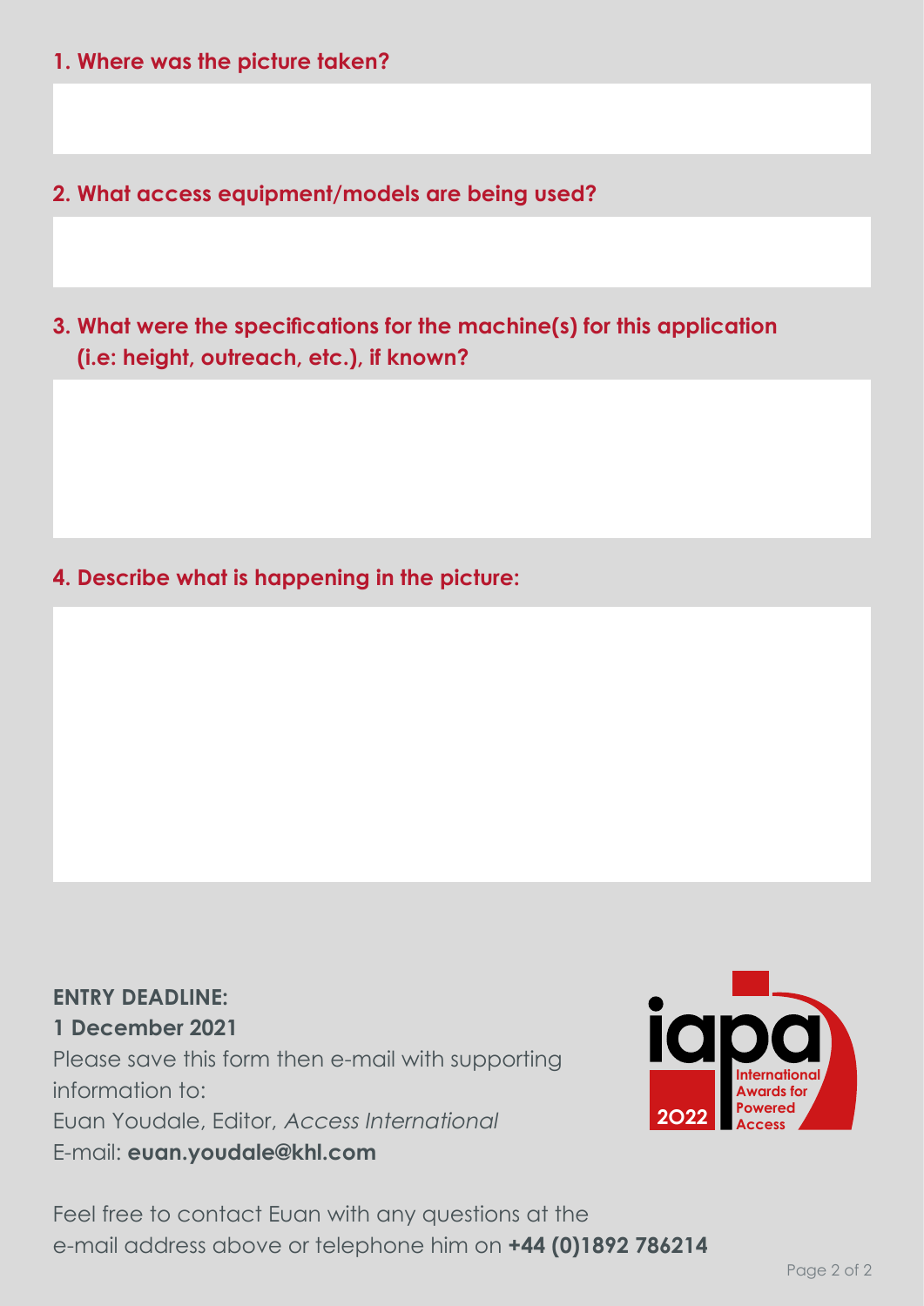**1. Where was the picture taken?**

**2. What access equipment/models are being used?**

**3. What were the specifications for the machine(s) for this application (i.e: height, outreach, etc.), if known?**

**4. Describe what is happening in the picture:**

**ENTRY DEADLINE:**
**1 December 2021**

Please save this form then e-mail with supporting information to:
Euan Youdale, Editor, *Access International*
E-mail: **euan.youdale@khl.com**

iapa 2022 International Awards for Powered Access

Feel free to contact Euan with any questions at the e-mail address above or telephone him on **+44 (0)1892 786214**